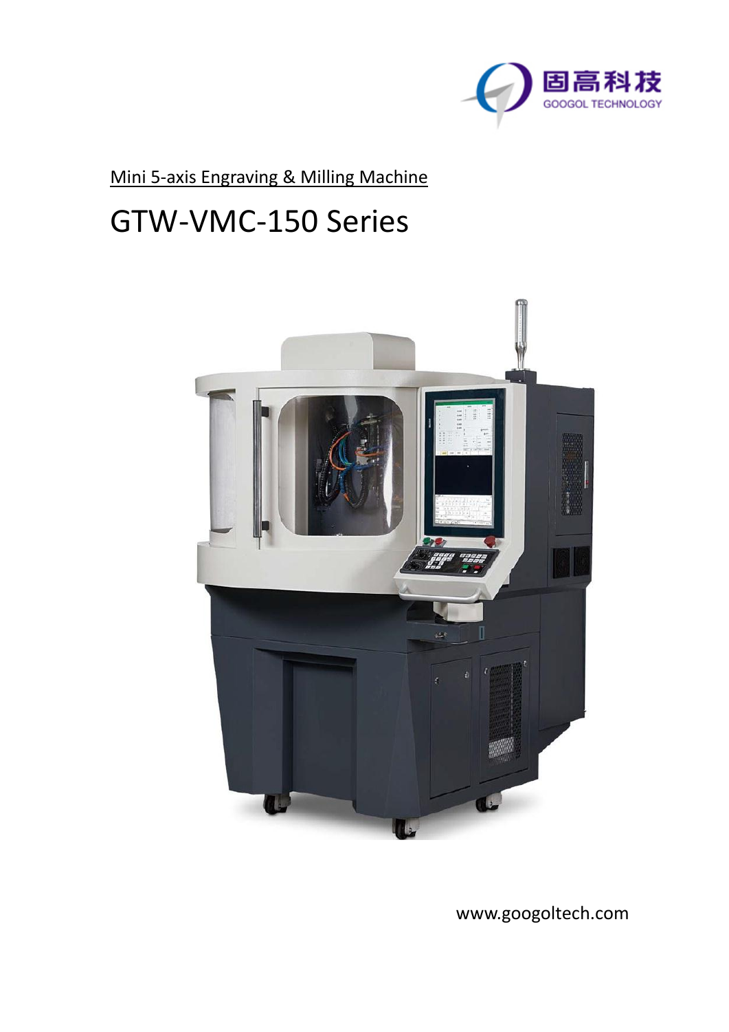固高科技

GOOGOL TECHNOLOGY

Mini 5-axis Engraving & Milling Machine

# GTW-VMC-150 Series

www.googoltech.com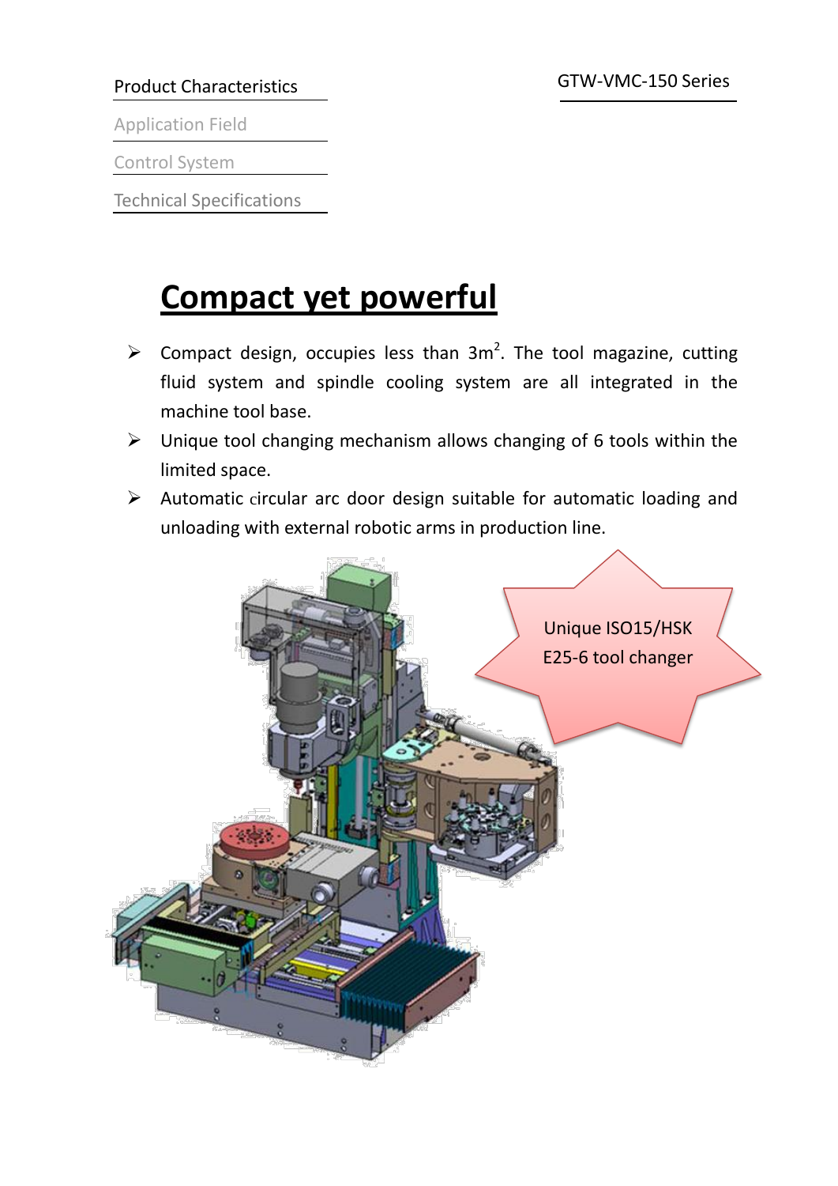Product Characteristics

Application Field

Control System

Technical Specifications

GTW-VMC-150 Series

# Compact yet powerful

- Compact design, occupies less than $3m^2$. The tool magazine, cutting fluid system and spindle cooling system are all integrated in the machine tool base.
- Unique tool changing mechanism allows changing of 6 tools within the limited space.
- Automatic circular arc door design suitable for automatic loading and unloading with external robotic arms in production line.

Unique ISO15/HSK E25-6 tool changer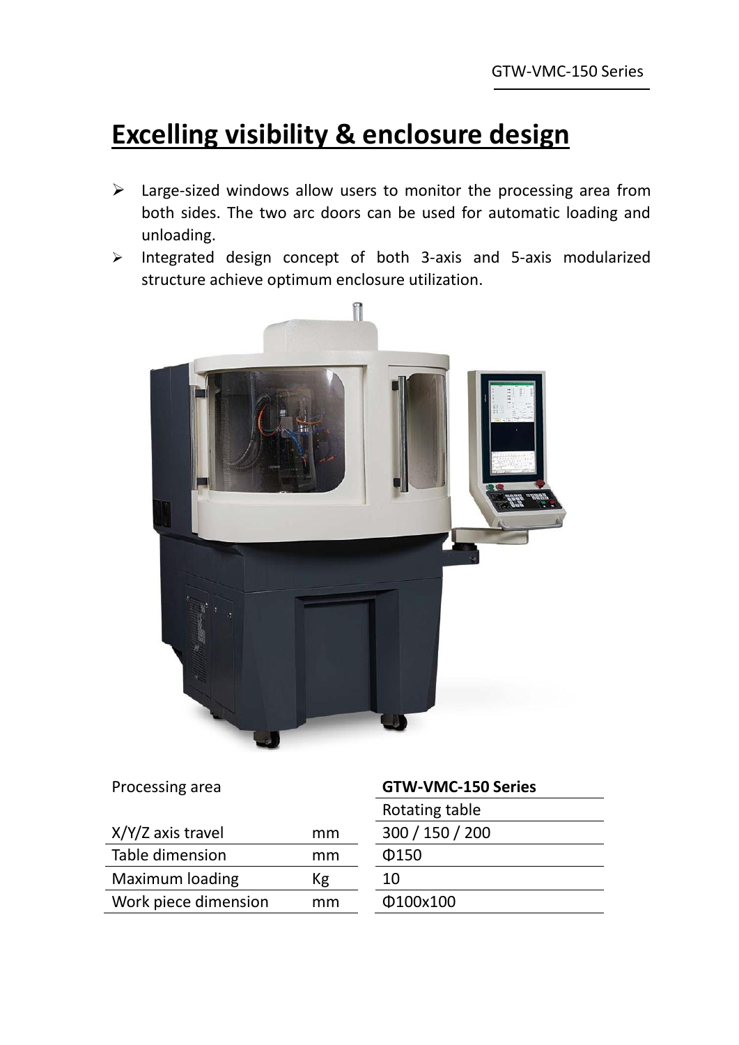# Excelling visibility & enclosure design

- Large-sized windows allow users to monitor the processing area from both sides. The two arc doors can be used for automatic loading and unloading.
- Integrated design concept of both 3-axis and 5-axis modularized structure achieve optimum enclosure utilization.

| Processing area | | GTW-VMC-150 Series |
|---|---|---|
| | | Rotating table |
| X/Y/Z axis travel | mm | 300 / 150 / 200 |
| Table dimension | mm | Φ150 |
| Maximum loading | Kg | 10 |
| Work piece dimension | mm | Φ100x100 |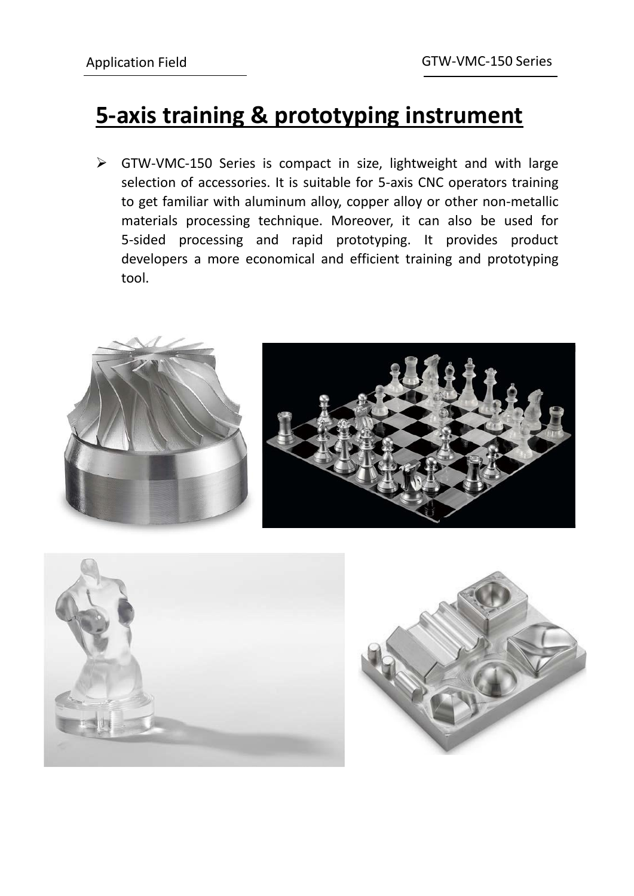# 5-axis training & prototyping instrument

- GTW-VMC-150 Series is compact in size, lightweight and with large selection of accessories. It is suitable for 5-axis CNC operators training to get familiar with aluminum alloy, copper alloy or other non-metallic materials processing technique. Moreover, it can also be used for 5-sided processing and rapid prototyping. It provides product developers a more economical and efficient training and prototyping tool.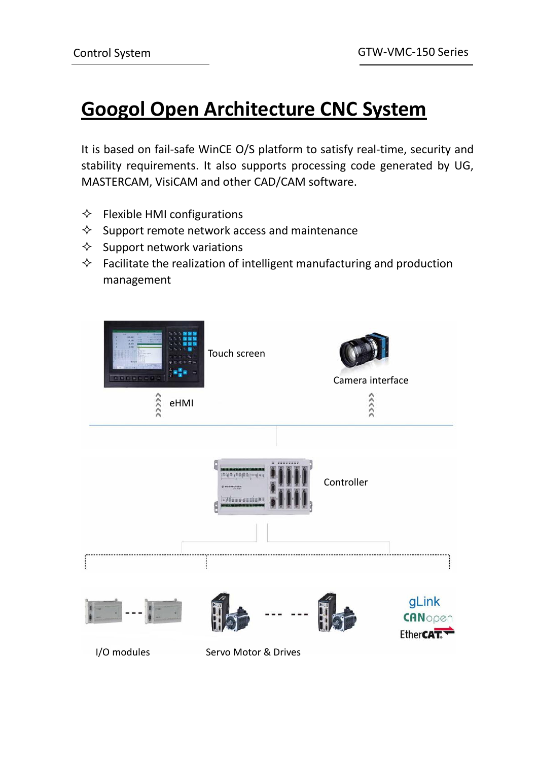# Googol Open Architecture CNC System

It is based on fail-safe WinCE O/S platform to satisfy real-time, security and stability requirements. It also supports processing code generated by UG, MASTERCAM, VisiCAM and other CAD/CAM software.

- Flexible HMI configurations
- Support remote network access and maintenance
- Support network variations
- Facilitate the realization of intelligent manufacturing and production management

Touch screen

Camera interface

eHMI

Controller

gLink
CANopen
EtherCAT

I/O modules

Servo Motor & Drives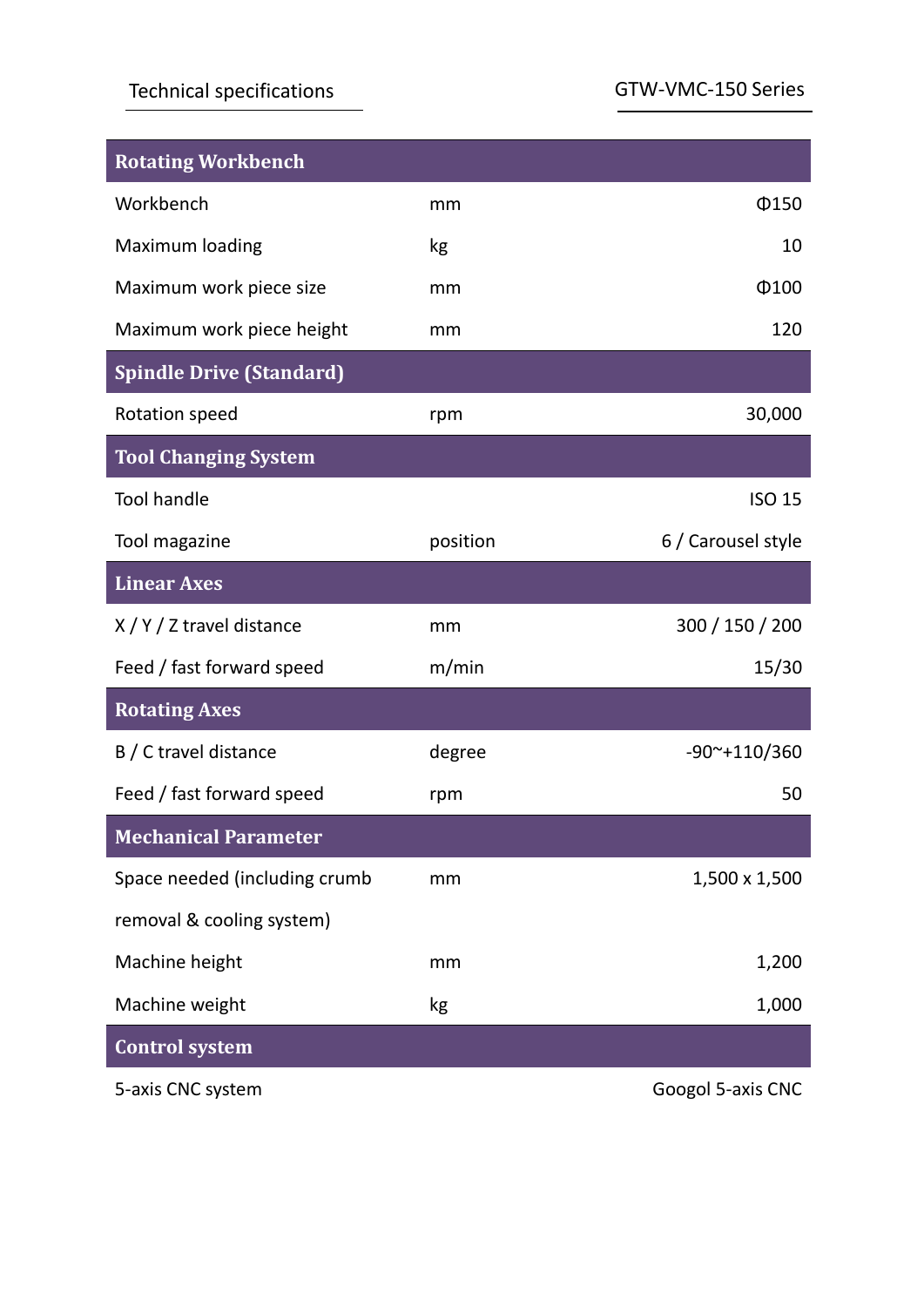Technical specifications — GTW-VMC-150 Series

| **Rotating Workbench** | | |
|---|---|---|
| Workbench | mm | Φ150 |
| Maximum loading | kg | 10 |
| Maximum work piece size | mm | Φ100 |
| Maximum work piece height | mm | 120 |
| **Spindle Drive (Standard)** | | |
| Rotation speed | rpm | 30,000 |
| **Tool Changing System** | | |
| Tool handle | | ISO 15 |
| Tool magazine | position | 6 / Carousel style |
| **Linear Axes** | | |
| X / Y / Z travel distance | mm | 300 / 150 / 200 |
| Feed / fast forward speed | m/min | 15/30 |
| **Rotating Axes** | | |
| B / C travel distance | degree | -90~+110/360 |
| Feed / fast forward speed | rpm | 50 |
| **Mechanical Parameter** | | |
| Space needed (including crumb removal & cooling system) | mm | 1,500 x 1,500 |
| Machine height | mm | 1,200 |
| Machine weight | kg | 1,000 |
| **Control system** | | |
| 5-axis CNC system | | Googol 5-axis CNC |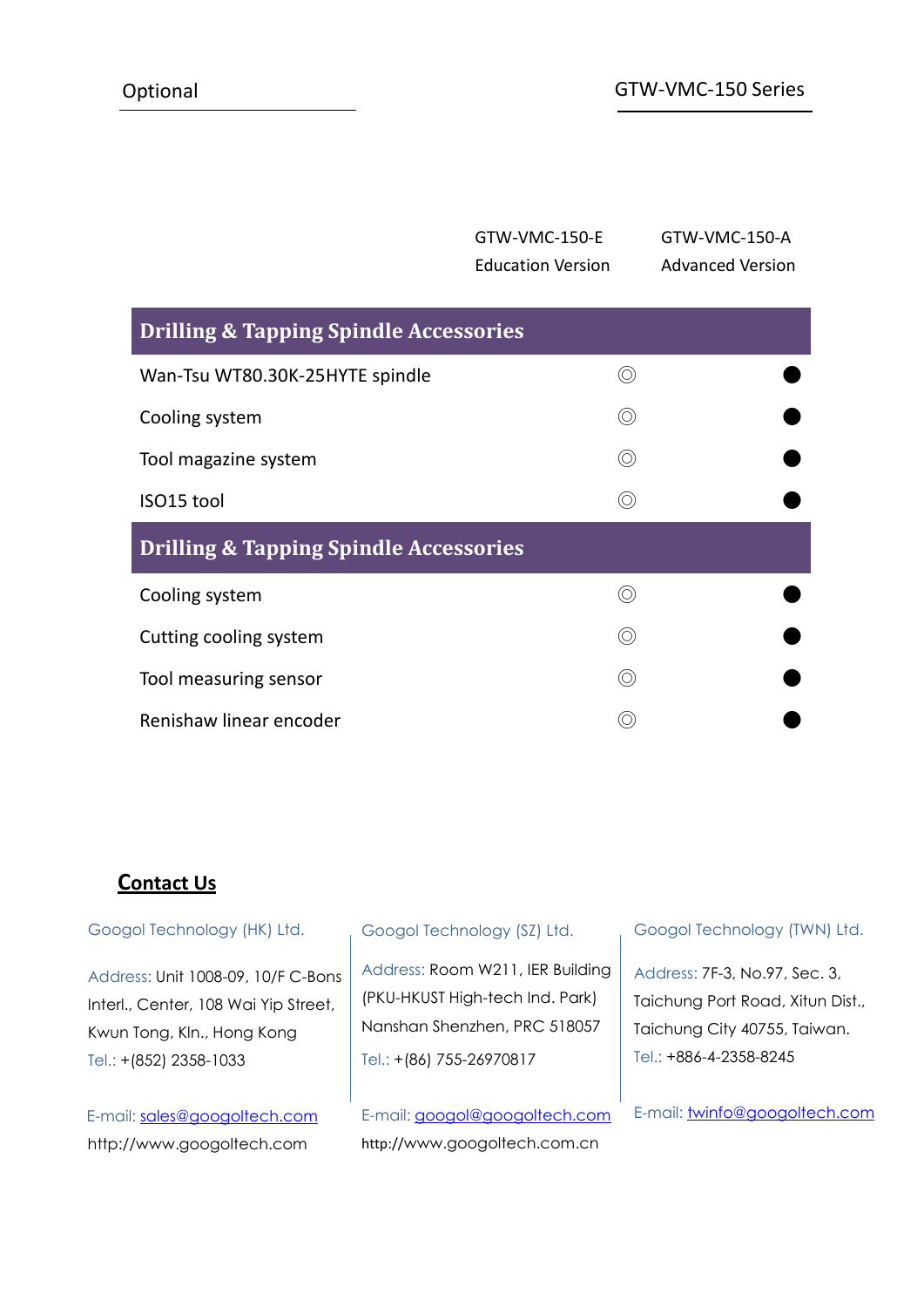## Optional

| | GTW-VMC-150-E Education Version | GTW-VMC-150-A Advanced Version |
|---|---|---|
| **Drilling & Tapping Spindle Accessories** | | |
| Wan-Tsu WT80.30K-25HYTE spindle | ◎ | ● |
| Cooling system | ◎ | ● |
| Tool magazine system | ◎ | ● |
| ISO15 tool | ◎ | ● |
| **Drilling & Tapping Spindle Accessories** | | |
| Cooling system | ◎ | ● |
| Cutting cooling system | ◎ | ● |
| Tool measuring sensor | ◎ | ● |
| Renishaw linear encoder | ◎ | ● |

## Contact Us

**Googol Technology (HK) Ltd.**

Address: Unit 1008-09, 10/F C-Bons Interl., Center, 108 Wai Yip Street, Kwun Tong, Kln., Hong Kong
Tel.: +(852) 2358-1033

E-mail: sales@googoltech.com
http://www.googoltech.com

**Googol Technology (SZ) Ltd.**

Address: Room W211, IER Building (PKU-HKUST High-tech Ind. Park) Nanshan Shenzhen, PRC 518057
Tel.: +(86) 755-26970817

E-mail: googol@googoltech.com
http://www.googoltech.com.cn

**Googol Technology (TWN) Ltd.**

Address: 7F-3, No.97, Sec. 3, Taichung Port Road, Xitun Dist., Taichung City 40755, Taiwan.
Tel.: +886-4-2358-8245

E-mail: twinfo@googoltech.com